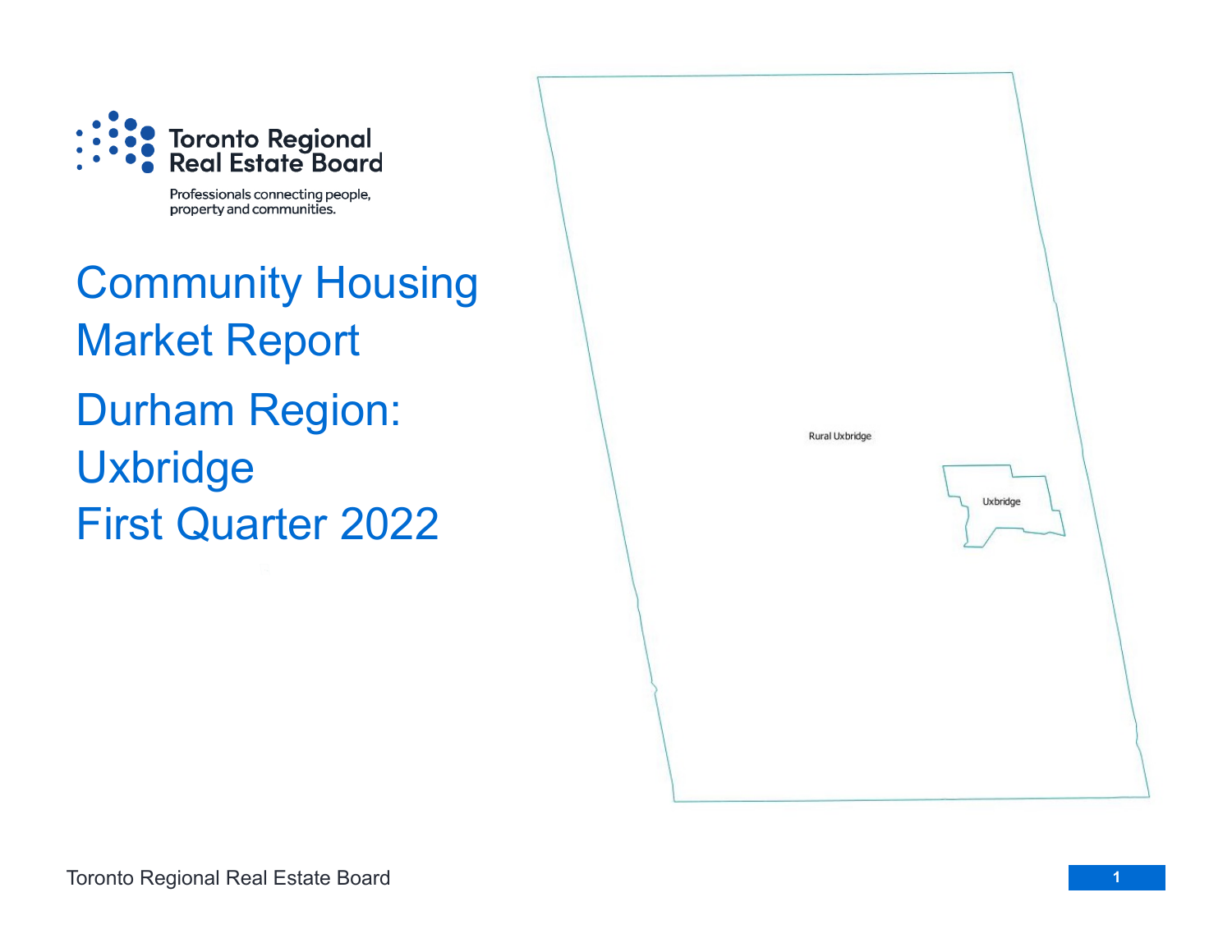Toronto Regional Real Estate Board

Professionals connecting people, property and communities.

# Community Housing Market Report

# Durham Region: Uxbridge First Quarter 2022

Rural Uxbridge

Uxbridge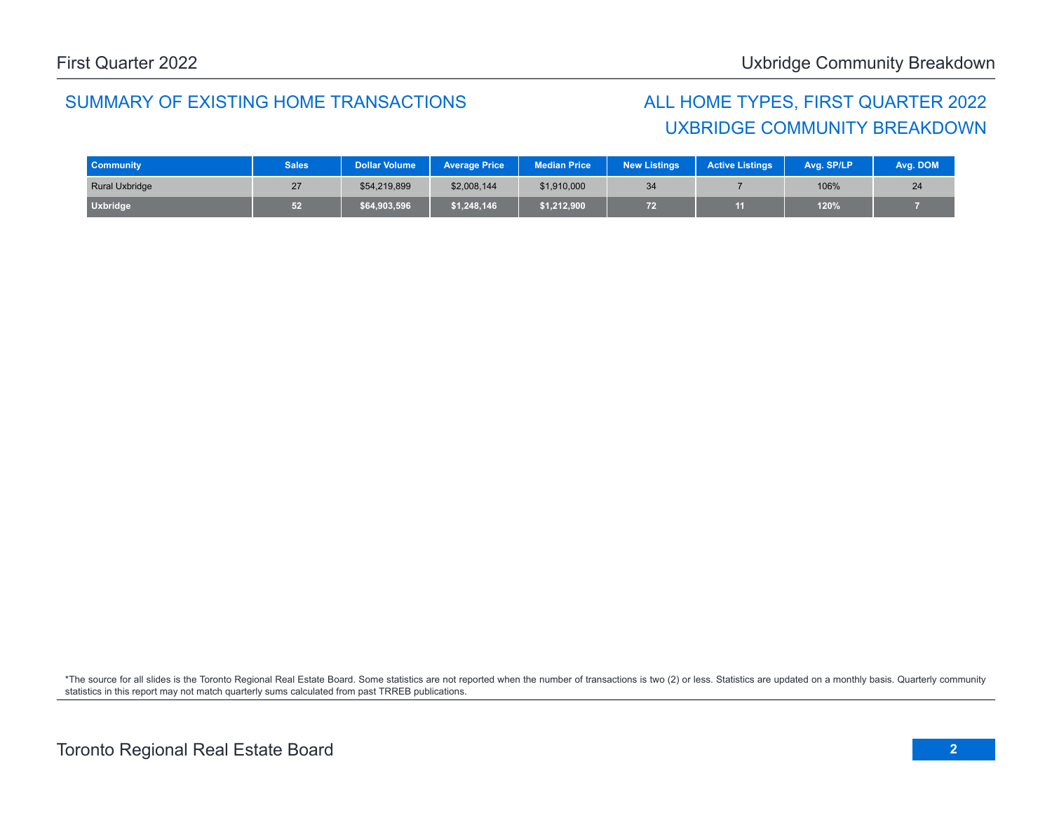## SUMMARY OF EXISTING HOME TRANSACTIONS

## ALL HOME TYPES, FIRST QUARTER 2022
## UXBRIDGE COMMUNITY BREAKDOWN

| Community | Sales | Dollar Volume | Average Price | Median Price | New Listings | Active Listings | Avg. SP/LP | Avg. DOM |
|---|---|---|---|---|---|---|---|---|
| Rural Uxbridge | 27 | $54,219,899 | $2,008,144 | $1,910,000 | 34 | 7 | 106% | 24 |
| **Uxbridge** | **52** | **$64,903,596** | **$1,248,146** | **$1,212,900** | **72** | **11** | **120%** | **7** |

*The source for all slides is the Toronto Regional Real Estate Board. Some statistics are not reported when the number of transactions is two (2) or less. Statistics are updated on a monthly basis. Quarterly community statistics in this report may not match quarterly sums calculated from past TRREB publications.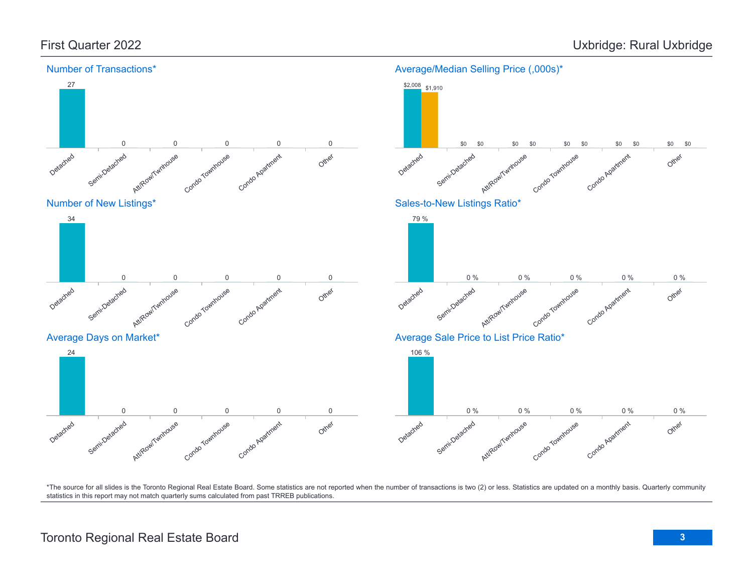# First Quarter 2022

# Uxbridge: Rural Uxbridge

## Number of Transactions*

| Detached | Semi-Detached | Att/Row/Twnhouse | Condo Townhouse | Condo Apartment | Other |
| --- | --- | --- | --- | --- | --- |
| 27 | 0 | 0 | 0 | 0 | 0 |

## Average/Median Selling Price (,000s)*

| | Detached | Semi-Detached | Att/Row/Twnhouse | Condo Townhouse | Condo Apartment | Other |
| --- | --- | --- | --- | --- | --- | --- |
| Average | $2,008 | $0 | $0 | $0 | $0 | $0 |
| Median | $1,910 | $0 | $0 | $0 | $0 | $0 |

## Number of New Listings*

| Detached | Semi-Detached | Att/Row/Twnhouse | Condo Townhouse | Condo Apartment | Other |
| --- | --- | --- | --- | --- | --- |
| 34 | 0 | 0 | 0 | 0 | 0 |

## Sales-to-New Listings Ratio*

| Detached | Semi-Detached | Att/Row/Twnhouse | Condo Townhouse | Condo Apartment | Other |
| --- | --- | --- | --- | --- | --- |
| 79 % | 0 % | 0 % | 0 % | 0 % | 0 % |

## Average Days on Market*

| Detached | Semi-Detached | Att/Row/Twnhouse | Condo Townhouse | Condo Apartment | Other |
| --- | --- | --- | --- | --- | --- |
| 24 | 0 | 0 | 0 | 0 | 0 |

## Average Sale Price to List Price Ratio*

| Detached | Semi-Detached | Att/Row/Twnhouse | Condo Townhouse | Condo Apartment | Other |
| --- | --- | --- | --- | --- | --- |
| 106 % | 0 % | 0 % | 0 % | 0 % | 0 % |

*The source for all slides is the Toronto Regional Real Estate Board. Some statistics are not reported when the number of transactions is two (2) or less. Statistics are updated on a monthly basis. Quarterly community statistics in this report may not match quarterly sums calculated from past TRREB publications.

Toronto Regional Real Estate Board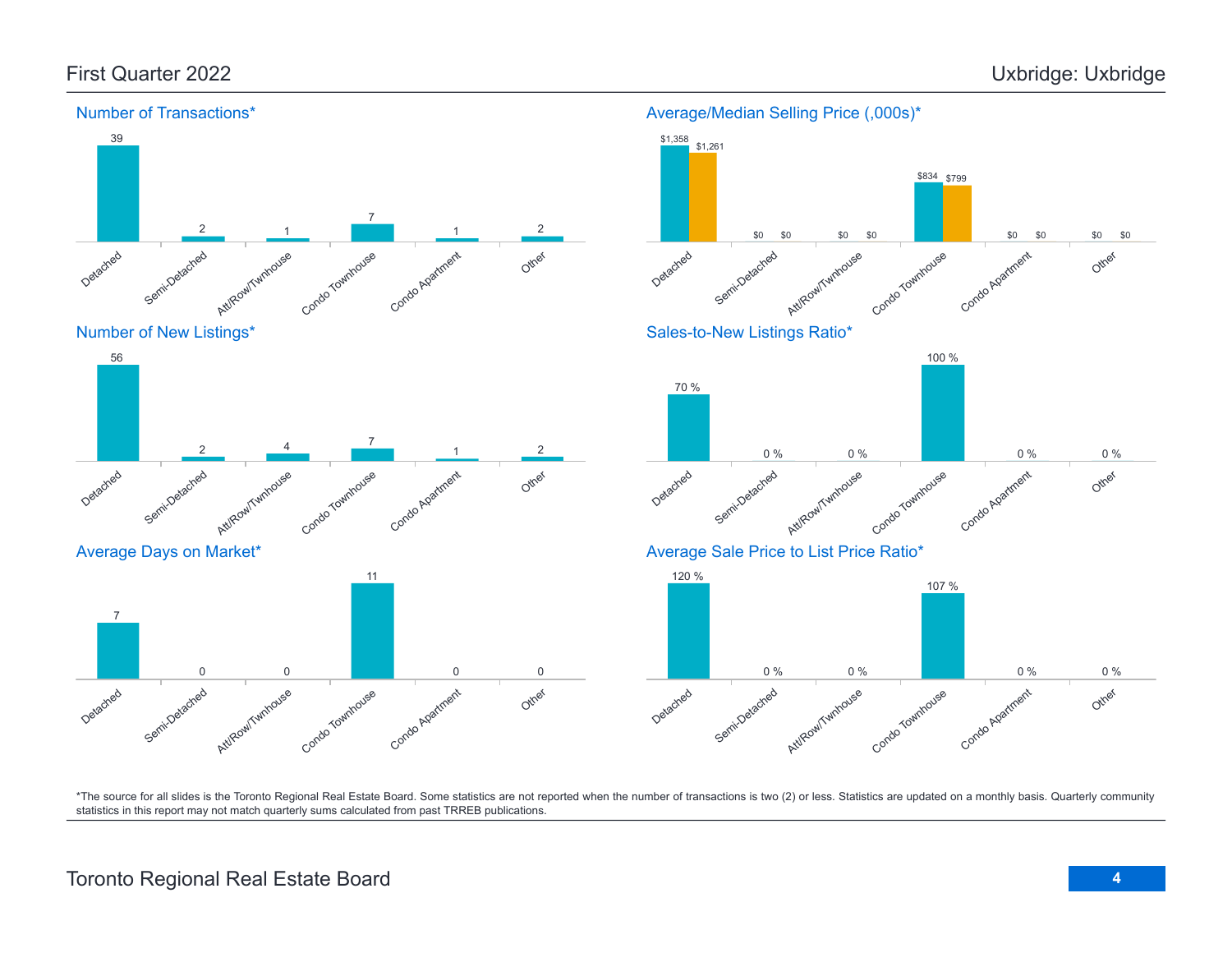First Quarter 2022

Uxbridge: Uxbridge

## Number of Transactions*

39
2
1
7
1
2

Detached
Semi-Detached
Att/Row/Twnhouse
Condo Townhouse
Condo Apartment
Other

## Average/Median Selling Price (,000s)*

$1,358
$1,261
$0
$0
$0
$0
$834
$799
$0
$0
$0
$0

Detached
Semi-Detached
Att/Row/Twnhouse
Condo Townhouse
Condo Apartment
Other

## Number of New Listings*

56
2
4
7
1
2

Detached
Semi-Detached
Att/Row/Twnhouse
Condo Townhouse
Condo Apartment
Other

## Sales-to-New Listings Ratio*

70 %
0 %
0 %
100 %
0 %
0 %

Detached
Semi-Detached
Att/Row/Twnhouse
Condo Townhouse
Condo Apartment
Other

## Average Days on Market*

7
0
0
11
0
0

Detached
Semi-Detached
Att/Row/Twnhouse
Condo Townhouse
Condo Apartment
Other

## Average Sale Price to List Price Ratio*

120 %
0 %
0 %
107 %
0 %
0 %

Detached
Semi-Detached
Att/Row/Twnhouse
Condo Townhouse
Condo Apartment
Other

*The source for all slides is the Toronto Regional Real Estate Board. Some statistics are not reported when the number of transactions is two (2) or less. Statistics are updated on a monthly basis. Quarterly community statistics in this report may not match quarterly sums calculated from past TRREB publications.

Toronto Regional Real Estate Board